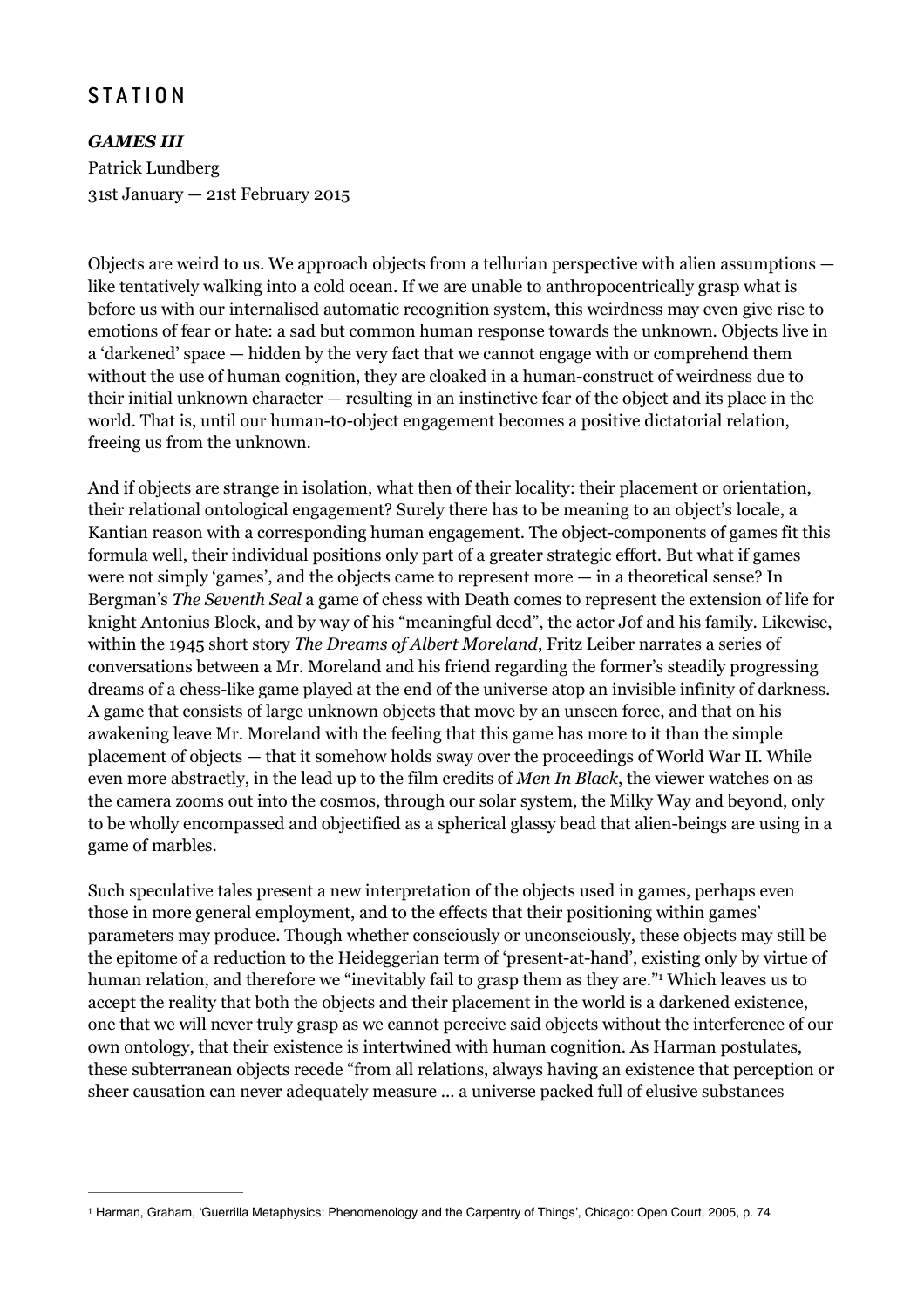# STATION

***GAMES III***

Patrick Lundberg

31st January — 21st February 2015

Objects are weird to us. We approach objects from a tellurian perspective with alien assumptions — like tentatively walking into a cold ocean. If we are unable to anthropocentrically grasp what is before us with our internalised automatic recognition system, this weirdness may even give rise to emotions of fear or hate: a sad but common human response towards the unknown. Objects live in a 'darkened' space — hidden by the very fact that we cannot engage with or comprehend them without the use of human cognition, they are cloaked in a human-construct of weirdness due to their initial unknown character — resulting in an instinctive fear of the object and its place in the world. That is, until our human-to-object engagement becomes a positive dictatorial relation, freeing us from the unknown.

And if objects are strange in isolation, what then of their locality: their placement or orientation, their relational ontological engagement? Surely there has to be meaning to an object's locale, a Kantian reason with a corresponding human engagement. The object-components of games fit this formula well, their individual positions only part of a greater strategic effort. But what if games were not simply 'games', and the objects came to represent more — in a theoretical sense? In Bergman's *The Seventh Seal* a game of chess with Death comes to represent the extension of life for knight Antonius Block, and by way of his "meaningful deed", the actor Jof and his family. Likewise, within the 1945 short story *The Dreams of Albert Moreland*, Fritz Leiber narrates a series of conversations between a Mr. Moreland and his friend regarding the former's steadily progressing dreams of a chess-like game played at the end of the universe atop an invisible infinity of darkness. A game that consists of large unknown objects that move by an unseen force, and that on his awakening leave Mr. Moreland with the feeling that this game has more to it than the simple placement of objects — that it somehow holds sway over the proceedings of World War II. While even more abstractly, in the lead up to the film credits of *Men In Black*, the viewer watches on as the camera zooms out into the cosmos, through our solar system, the Milky Way and beyond, only to be wholly encompassed and objectified as a spherical glassy bead that alien-beings are using in a game of marbles.

Such speculative tales present a new interpretation of the objects used in games, perhaps even those in more general employment, and to the effects that their positioning within games' parameters may produce. Though whether consciously or unconsciously, these objects may still be the epitome of a reduction to the Heideggerian term of 'present-at-hand', existing only by virtue of human relation, and therefore we "inevitably fail to grasp them as they are."[1] Which leaves us to accept the reality that both the objects and their placement in the world is a darkened existence, one that we will never truly grasp as we cannot perceive said objects without the interference of our own ontology, that their existence is intertwined with human cognition. As Harman postulates, these subterranean objects recede "from all relations, always having an existence that perception or sheer causation can never adequately measure ... a universe packed full of elusive substances

---

[1] Harman, Graham, 'Guerrilla Metaphysics: Phenomenology and the Carpentry of Things', Chicago: Open Court, 2005, p. 74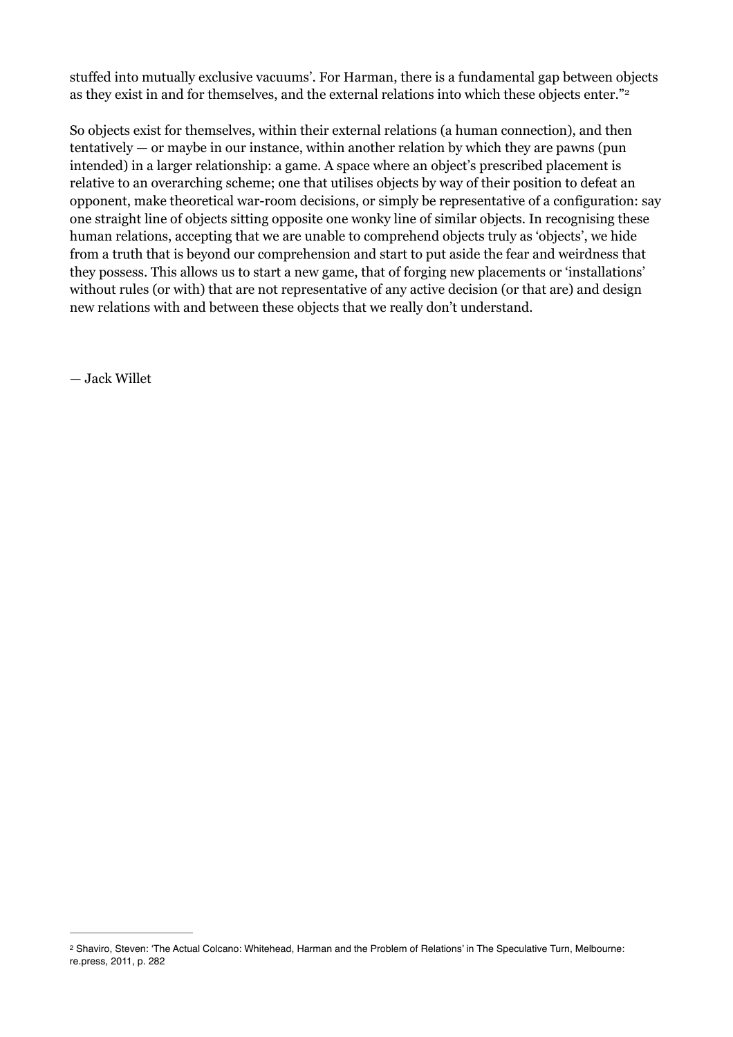stuffed into mutually exclusive vacuums'. For Harman, there is a fundamental gap between objects as they exist in and for themselves, and the external relations into which these objects enter."[2]

So objects exist for themselves, within their external relations (a human connection), and then tentatively — or maybe in our instance, within another relation by which they are pawns (pun intended) in a larger relationship: a game. A space where an object's prescribed placement is relative to an overarching scheme; one that utilises objects by way of their position to defeat an opponent, make theoretical war-room decisions, or simply be representative of a configuration: say one straight line of objects sitting opposite one wonky line of similar objects. In recognising these human relations, accepting that we are unable to comprehend objects truly as 'objects', we hide from a truth that is beyond our comprehension and start to put aside the fear and weirdness that they possess. This allows us to start a new game, that of forging new placements or 'installations' without rules (or with) that are not representative of any active decision (or that are) and design new relations with and between these objects that we really don't understand.

— Jack Willet

---

[2] Shaviro, Steven: 'The Actual Colcano: Whitehead, Harman and the Problem of Relations' in The Speculative Turn, Melbourne: re.press, 2011, p. 282